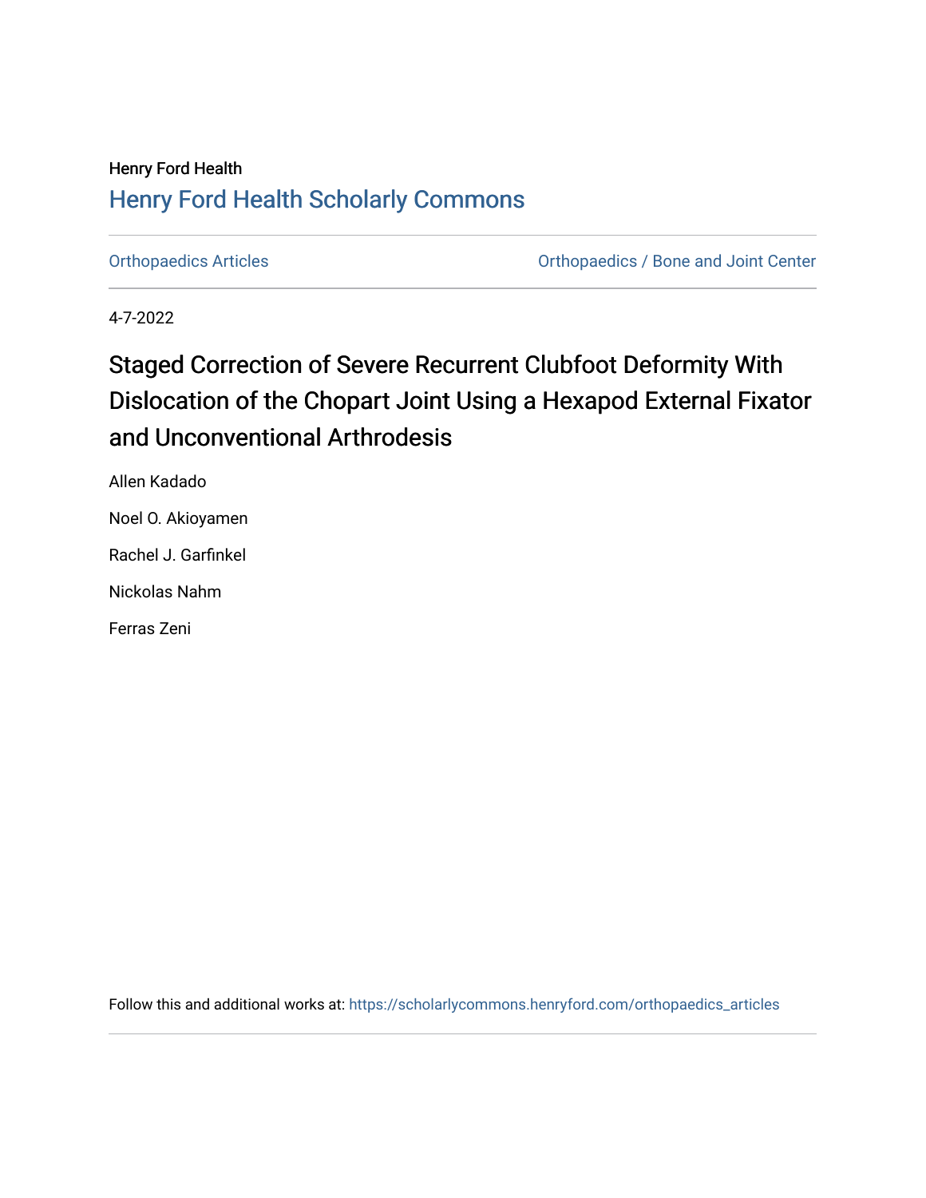Henry Ford Health

## Henry Ford Health Scholarly Commons

Orthopaedics Articles

Orthopaedics / Bone and Joint Center

4-7-2022

# Staged Correction of Severe Recurrent Clubfoot Deformity With Dislocation of the Chopart Joint Using a Hexapod External Fixator and Unconventional Arthrodesis

Allen Kadado

Noel O. Akioyamen

Rachel J. Garfinkel

Nickolas Nahm

Ferras Zeni

Follow this and additional works at: https://scholarlycommons.henryford.com/orthopaedics_articles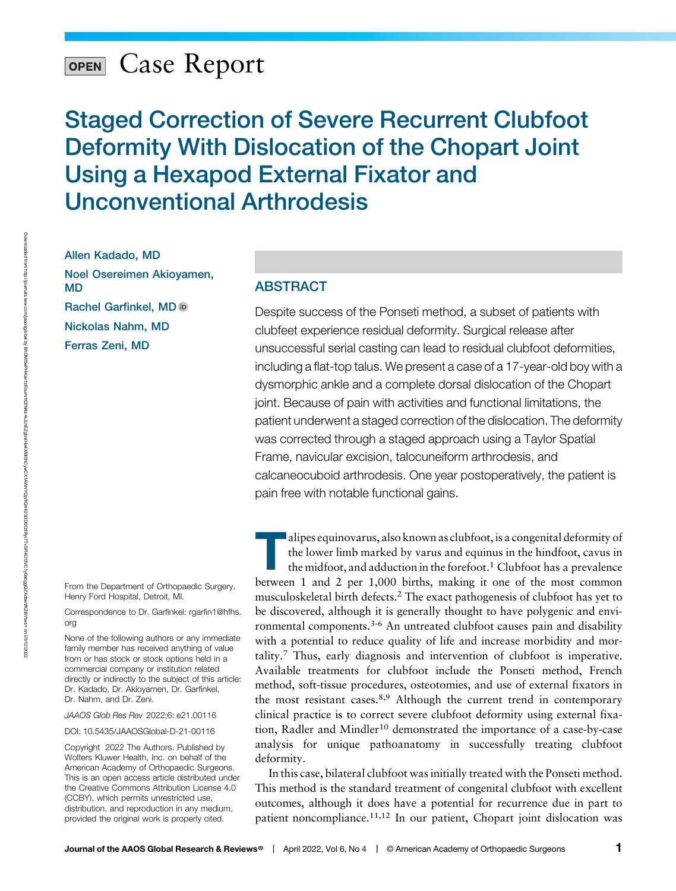OPEN Case Report

# Staged Correction of Severe Recurrent Clubfoot Deformity With Dislocation of the Chopart Joint Using a Hexapod External Fixator and Unconventional Arthrodesis

Allen Kadado, MD

Noel Osereimen Akioyamen, MD

Rachel Garfinkel, MD

Nickolas Nahm, MD

Ferras Zeni, MD

## ABSTRACT

Despite success of the Ponseti method, a subset of patients with clubfeet experience residual deformity. Surgical release after unsuccessful serial casting can lead to residual clubfoot deformities, including a flat-top talus. We present a case of a 17-year-old boy with a dysmorphic ankle and a complete dorsal dislocation of the Chopart joint. Because of pain with activities and functional limitations, the patient underwent a staged correction of the dislocation. The deformity was corrected through a staged approach using a Taylor Spatial Frame, navicular excision, talocuneiform arthrodesis, and calcaneocuboid arthrodesis. One year postoperatively, the patient is pain free with notable functional gains.

Talipes equinovarus, also known as clubfoot, is a congenital deformity of the lower limb marked by varus and equinus in the hindfoot, cavus in the midfoot, and adduction in the forefoot.[1] Clubfoot has a prevalence between 1 and 2 per 1,000 births, making it one of the most common musculoskeletal birth defects.[2] The exact pathogenesis of clubfoot has yet to be discovered, although it is generally thought to have polygenic and environmental components.[3-6] An untreated clubfoot causes pain and disability with a potential to reduce quality of life and increase morbidity and mortality.[7] Thus, early diagnosis and intervention of clubfoot is imperative. Available treatments for clubfoot include the Ponseti method, French method, soft-tissue procedures, osteotomies, and use of external fixators in the most resistant cases.[8,9] Although the current trend in contemporary clinical practice is to correct severe clubfoot deformity using external fixation, Radler and Mindler[10] demonstrated the importance of a case-by-case analysis for unique pathoanatomy in successfully treating clubfoot deformity.

In this case, bilateral clubfoot was initially treated with the Ponseti method. This method is the standard treatment of congenital clubfoot with excellent outcomes, although it does have a potential for recurrence due in part to patient noncompliance.[11,12] In our patient, Chopart joint dislocation was

From the Department of Orthopaedic Surgery, Henry Ford Hospital, Detroit, MI.

Correspondence to Dr. Garfinkel: rgarfin1@hfhs.org

None of the following authors or any immediate family member has received anything of value from or has stock or stock options held in a commercial company or institution related directly or indirectly to the subject of this article: Dr. Kadado, Dr. Akioyamen, Dr. Garfinkel, Dr. Nahm, and Dr. Zeni.

*JAAOS Glob Res Rev* 2022;6: e21.00116

DOI: 10.5435/JAAOSGlobal-D-21-00116

Copyright 2022 The Authors. Published by Wolters Kluwer Health, Inc. on behalf of the American Academy of Orthopaedic Surgeons. This is an open access article distributed under the Creative Commons Attribution License 4.0 (CCBY), which permits unrestricted use, distribution, and reproduction in any medium, provided the original work is properly cited.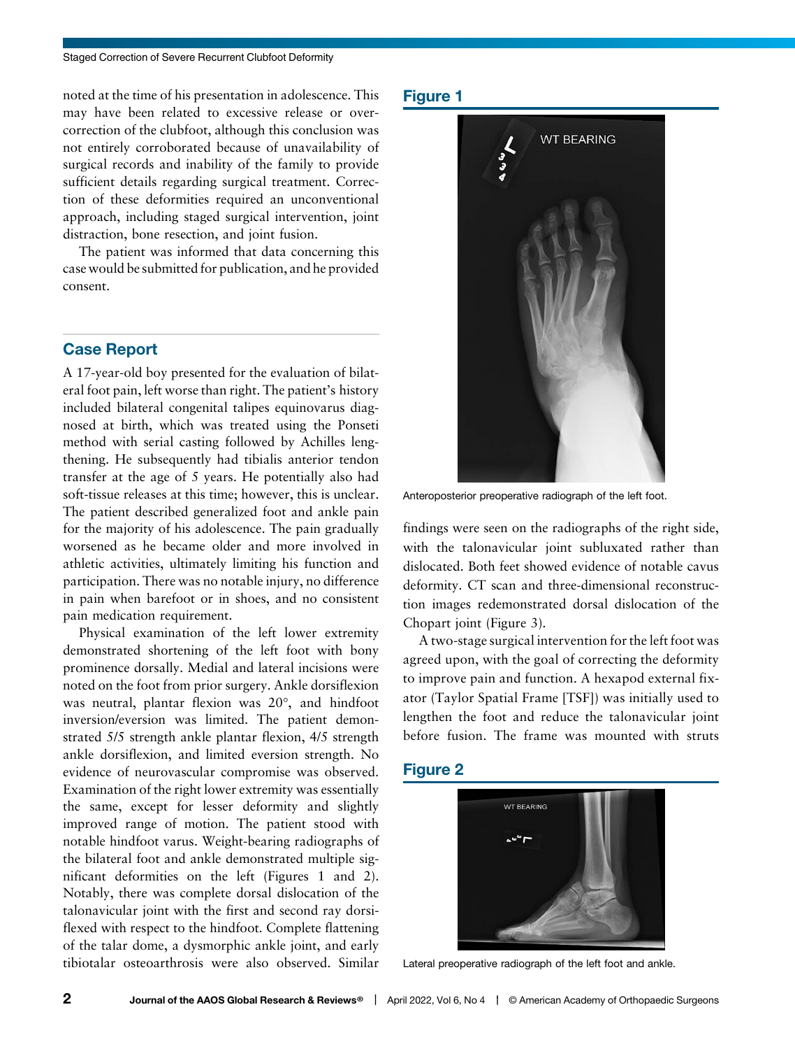noted at the time of his presentation in adolescence. This may have been related to excessive release or overcorrection of the clubfoot, although this conclusion was not entirely corroborated because of unavailability of surgical records and inability of the family to provide sufficient details regarding surgical treatment. Correction of these deformities required an unconventional approach, including staged surgical intervention, joint distraction, bone resection, and joint fusion.

The patient was informed that data concerning this case would be submitted for publication, and he provided consent.

## Case Report

A 17-year-old boy presented for the evaluation of bilateral foot pain, left worse than right. The patient's history included bilateral congenital talipes equinovarus diagnosed at birth, which was treated using the Ponseti method with serial casting followed by Achilles lengthening. He subsequently had tibialis anterior tendon transfer at the age of 5 years. He potentially also had soft-tissue releases at this time; however, this is unclear. The patient described generalized foot and ankle pain for the majority of his adolescence. The pain gradually worsened as he became older and more involved in athletic activities, ultimately limiting his function and participation. There was no notable injury, no difference in pain when barefoot or in shoes, and no consistent pain medication requirement.

Physical examination of the left lower extremity demonstrated shortening of the left foot with bony prominence dorsally. Medial and lateral incisions were noted on the foot from prior surgery. Ankle dorsiflexion was neutral, plantar flexion was 20°, and hindfoot inversion/eversion was limited. The patient demonstrated 5/5 strength ankle plantar flexion, 4/5 strength ankle dorsiflexion, and limited eversion strength. No evidence of neurovascular compromise was observed. Examination of the right lower extremity was essentially the same, except for lesser deformity and slightly improved range of motion. The patient stood with notable hindfoot varus. Weight-bearing radiographs of the bilateral foot and ankle demonstrated multiple significant deformities on the left (Figures 1 and 2). Notably, there was complete dorsal dislocation of the talonavicular joint with the first and second ray dorsiflexed with respect to the hindfoot. Complete flattening of the talar dome, a dysmorphic ankle joint, and early tibiotalar osteoarthrosis were also observed. Similar findings were seen on the radiographs of the right side, with the talonavicular joint subluxated rather than dislocated. Both feet showed evidence of notable cavus deformity. CT scan and three-dimensional reconstruction images redemonstrated dorsal dislocation of the Chopart joint (Figure 3).

A two-stage surgical intervention for the left foot was agreed upon, with the goal of correcting the deformity to improve pain and function. A hexapod external fixator (Taylor Spatial Frame [TSF]) was initially used to lengthen the foot and reduce the talonavicular joint before fusion. The frame was mounted with struts

**Figure 1**

Anteroposterior preoperative radiograph of the left foot.

**Figure 2**

Lateral preoperative radiograph of the left foot and ankle.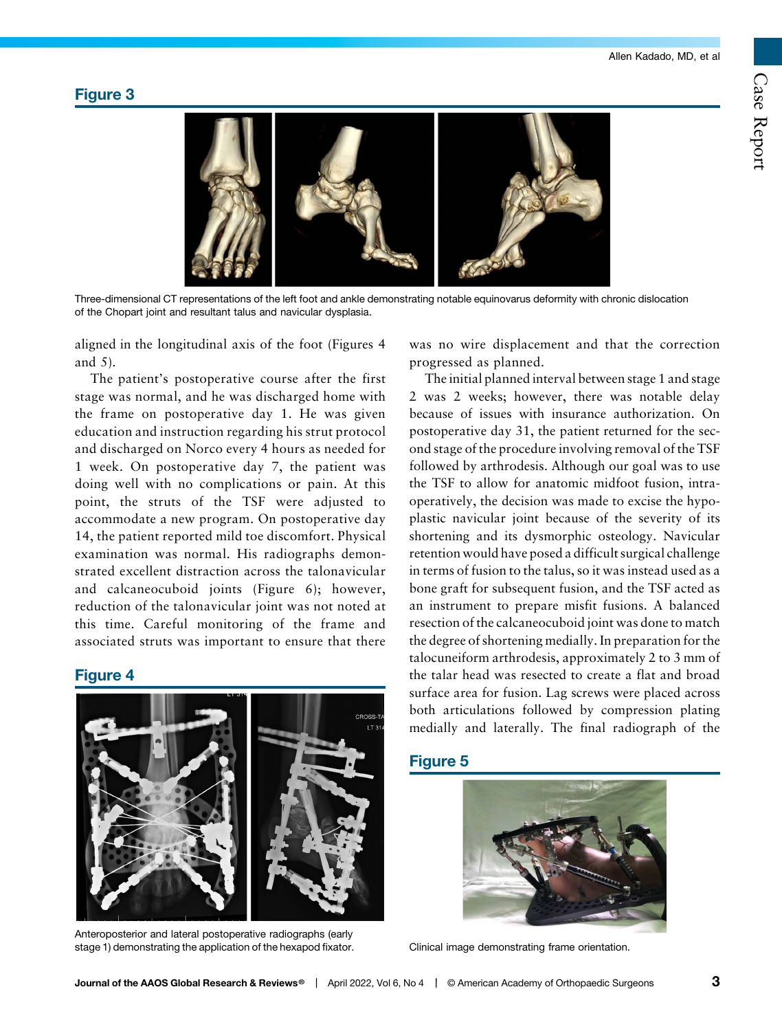## Figure 3

Three-dimensional CT representations of the left foot and ankle demonstrating notable equinovarus deformity with chronic dislocation of the Chopart joint and resultant talus and navicular dysplasia.

aligned in the longitudinal axis of the foot (Figures 4 and 5).

The patient's postoperative course after the first stage was normal, and he was discharged home with the frame on postoperative day 1. He was given education and instruction regarding his strut protocol and discharged on Norco every 4 hours as needed for 1 week. On postoperative day 7, the patient was doing well with no complications or pain. At this point, the struts of the TSF were adjusted to accommodate a new program. On postoperative day 14, the patient reported mild toe discomfort. Physical examination was normal. His radiographs demonstrated excellent distraction across the talonavicular and calcaneocuboid joints (Figure 6); however, reduction of the talonavicular joint was not noted at this time. Careful monitoring of the frame and associated struts was important to ensure that there was no wire displacement and that the correction progressed as planned.

The initial planned interval between stage 1 and stage 2 was 2 weeks; however, there was notable delay because of issues with insurance authorization. On postoperative day 31, the patient returned for the second stage of the procedure involving removal of the TSF followed by arthrodesis. Although our goal was to use the TSF to allow for anatomic midfoot fusion, intraoperatively, the decision was made to excise the hypoplastic navicular joint because of the severity of its shortening and its dysmorphic osteology. Navicular retention would have posed a difficult surgical challenge in terms of fusion to the talus, so it was instead used as a bone graft for subsequent fusion, and the TSF acted as an instrument to prepare misfit fusions. A balanced resection of the calcaneocuboid joint was done to match the degree of shortening medially. In preparation for the talocuneiform arthrodesis, approximately 2 to 3 mm of the talar head was resected to create a flat and broad surface area for fusion. Lag screws were placed across both articulations followed by compression plating medially and laterally. The final radiograph of the

## Figure 4

Anteroposterior and lateral postoperative radiographs (early stage 1) demonstrating the application of the hexapod fixator.

## Figure 5

Clinical image demonstrating frame orientation.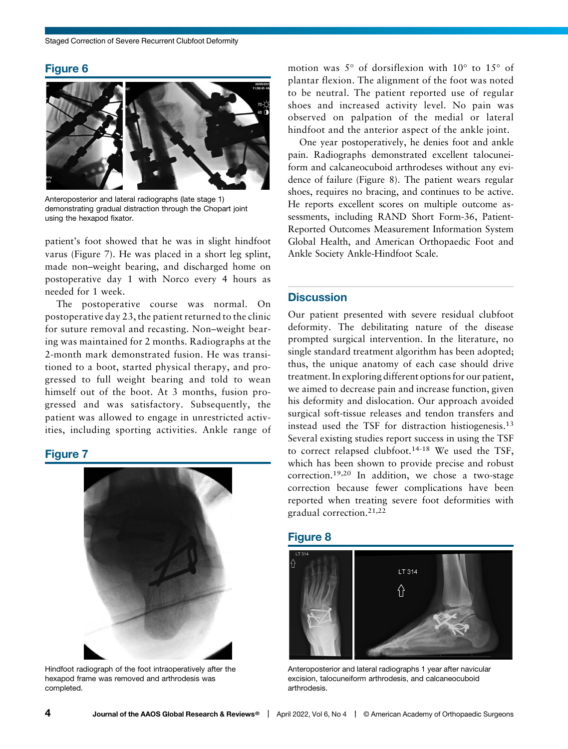## Figure 6

Anteroposterior and lateral radiographs (late stage 1) demonstrating gradual distraction through the Chopart joint using the hexapod fixator.

patient's foot showed that he was in slight hindfoot varus (Figure 7). He was placed in a short leg splint, made non–weight bearing, and discharged home on postoperative day 1 with Norco every 4 hours as needed for 1 week.

The postoperative course was normal. On postoperative day 23, the patient returned to the clinic for suture removal and recasting. Non–weight bearing was maintained for 2 months. Radiographs at the 2-month mark demonstrated fusion. He was transitioned to a boot, started physical therapy, and progressed to full weight bearing and told to wean himself out of the boot. At 3 months, fusion progressed and was satisfactory. Subsequently, the patient was allowed to engage in unrestricted activities, including sporting activities. Ankle range of motion was 5° of dorsiflexion with 10° to 15° of plantar flexion. The alignment of the foot was noted to be neutral. The patient reported use of regular shoes and increased activity level. No pain was observed on palpation of the medial or lateral hindfoot and the anterior aspect of the ankle joint.

## Figure 7

Hindfoot radiograph of the foot intraoperatively after the hexapod frame was removed and arthrodesis was completed.

One year postoperatively, he denies foot and ankle pain. Radiographs demonstrated excellent talocuneiform and calcaneocuboid arthrodeses without any evidence of failure (Figure 8). The patient wears regular shoes, requires no bracing, and continues to be active. He reports excellent scores on multiple outcome assessments, including RAND Short Form-36, Patient-Reported Outcomes Measurement Information System Global Health, and American Orthopaedic Foot and Ankle Society Ankle-Hindfoot Scale.

## Discussion

Our patient presented with severe residual clubfoot deformity. The debilitating nature of the disease prompted surgical intervention. In the literature, no single standard treatment algorithm has been adopted; thus, the unique anatomy of each case should drive treatment. In exploring different options for our patient, we aimed to decrease pain and increase function, given his deformity and dislocation. Our approach avoided surgical soft-tissue releases and tendon transfers and instead used the TSF for distraction histiogenesis.[13] Several existing studies report success in using the TSF to correct relapsed clubfoot.[14-18] We used the TSF, which has been shown to provide precise and robust correction.[19,20] In addition, we chose a two-stage correction because fewer complications have been reported when treating severe foot deformities with gradual correction.[21,22]

## Figure 8

Anteroposterior and lateral radiographs 1 year after navicular excision, talocuneiform arthrodesis, and calcaneocuboid arthrodesis.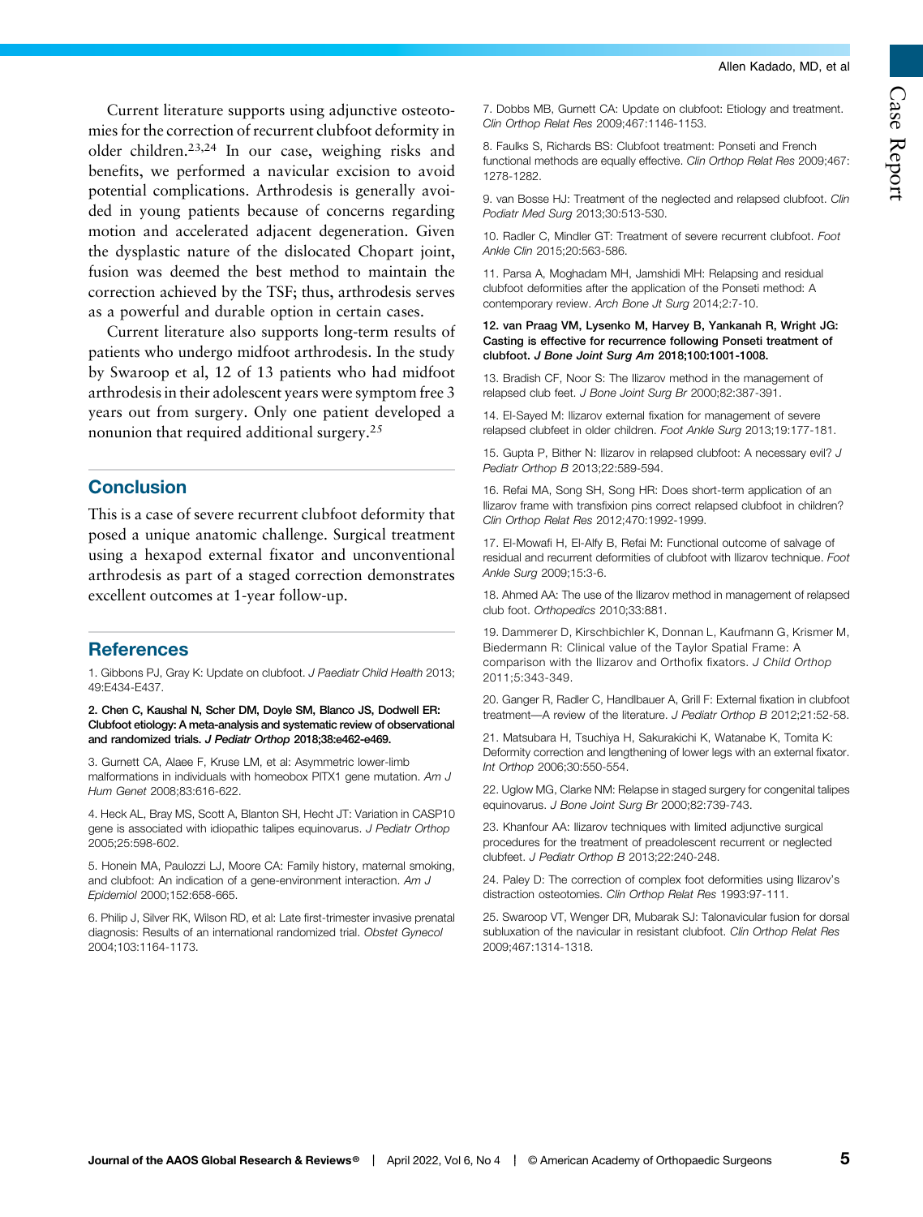Current literature supports using adjunctive osteotomies for the correction of recurrent clubfoot deformity in older children.[23,24] In our case, weighing risks and benefits, we performed a navicular excision to avoid potential complications. Arthrodesis is generally avoided in young patients because of concerns regarding motion and accelerated adjacent degeneration. Given the dysplastic nature of the dislocated Chopart joint, fusion was deemed the best method to maintain the correction achieved by the TSF; thus, arthrodesis serves as a powerful and durable option in certain cases.

Current literature also supports long-term results of patients who undergo midfoot arthrodesis. In the study by Swaroop et al, 12 of 13 patients who had midfoot arthrodesis in their adolescent years were symptom free 3 years out from surgery. Only one patient developed a nonunion that required additional surgery.[25]

## Conclusion

This is a case of severe recurrent clubfoot deformity that posed a unique anatomic challenge. Surgical treatment using a hexapod external fixator and unconventional arthrodesis as part of a staged correction demonstrates excellent outcomes at 1-year follow-up.

## References

1. Gibbons PJ, Gray K: Update on clubfoot. *J Paediatr Child Health* 2013; 49:E434-E437.

2. **Chen C, Kaushal N, Scher DM, Doyle SM, Blanco JS, Dodwell ER: Clubfoot etiology: A meta-analysis and systematic review of observational and randomized trials. *J Pediatr Orthop* 2018;38:e462-e469.**

3. Gurnett CA, Alaee F, Kruse LM, et al: Asymmetric lower-limb malformations in individuals with homeobox PITX1 gene mutation. *Am J Hum Genet* 2008;83:616-622.

4. Heck AL, Bray MS, Scott A, Blanton SH, Hecht JT: Variation in CASP10 gene is associated with idiopathic talipes equinovarus. *J Pediatr Orthop* 2005;25:598-602.

5. Honein MA, Paulozzi LJ, Moore CA: Family history, maternal smoking, and clubfoot: An indication of a gene-environment interaction. *Am J Epidemiol* 2000;152:658-665.

6. Philip J, Silver RK, Wilson RD, et al: Late first-trimester invasive prenatal diagnosis: Results of an international randomized trial. *Obstet Gynecol* 2004;103:1164-1173.

7. Dobbs MB, Gurnett CA: Update on clubfoot: Etiology and treatment. *Clin Orthop Relat Res* 2009;467:1146-1153.

8. Faulks S, Richards BS: Clubfoot treatment: Ponseti and French functional methods are equally effective. *Clin Orthop Relat Res* 2009;467:1278-1282.

9. van Bosse HJ: Treatment of the neglected and relapsed clubfoot. *Clin Podiatr Med Surg* 2013;30:513-530.

10. Radler C, Mindler GT: Treatment of severe recurrent clubfoot. *Foot Ankle Clin* 2015;20:563-586.

11. Parsa A, Moghadam MH, Jamshidi MH: Relapsing and residual clubfoot deformities after the application of the Ponseti method: A contemporary review. *Arch Bone Jt Surg* 2014;2:7-10.

12. **van Praag VM, Lysenko M, Harvey B, Yankanah R, Wright JG: Casting is effective for recurrence following Ponseti treatment of clubfoot. *J Bone Joint Surg Am* 2018;100:1001-1008.**

13. Bradish CF, Noor S: The Ilizarov method in the management of relapsed club feet. *J Bone Joint Surg Br* 2000;82:387-391.

14. El-Sayed M: Ilizarov external fixation for management of severe relapsed clubfeet in older children. *Foot Ankle Surg* 2013;19:177-181.

15. Gupta P, Bither N: Ilizarov in relapsed clubfoot: A necessary evil? *J Pediatr Orthop B* 2013;22:589-594.

16. Refai MA, Song SH, Song HR: Does short-term application of an Ilizarov frame with transfixion pins correct relapsed clubfoot in children? *Clin Orthop Relat Res* 2012;470:1992-1999.

17. El-Mowafi H, El-Alfy B, Refai M: Functional outcome of salvage of residual and recurrent deformities of clubfoot with Ilizarov technique. *Foot Ankle Surg* 2009;15:3-6.

18. Ahmed AA: The use of the Ilizarov method in management of relapsed club foot. *Orthopedics* 2010;33:881.

19. Dammerer D, Kirschbichler K, Donnan L, Kaufmann G, Krismer M, Biedermann R: Clinical value of the Taylor Spatial Frame: A comparison with the Ilizarov and Orthofix fixators. *J Child Orthop* 2011;5:343-349.

20. Ganger R, Radler C, Handlbauer A, Grill F: External fixation in clubfoot treatment—A review of the literature. *J Pediatr Orthop B* 2012;21:52-58.

21. Matsubara H, Tsuchiya H, Sakurakichi K, Watanabe K, Tomita K: Deformity correction and lengthening of lower legs with an external fixator. *Int Orthop* 2006;30:550-554.

22. Uglow MG, Clarke NM: Relapse in staged surgery for congenital talipes equinovarus. *J Bone Joint Surg Br* 2000;82:739-743.

23. Khanfour AA: Ilizarov techniques with limited adjunctive surgical procedures for the treatment of preadolescent recurrent or neglected clubfeet. *J Pediatr Orthop B* 2013;22:240-248.

24. Paley D: The correction of complex foot deformities using Ilizarov's distraction osteotomies. *Clin Orthop Relat Res* 1993:97-111.

25. Swaroop VT, Wenger DR, Mubarak SJ: Talonavicular fusion for dorsal subluxation of the navicular in resistant clubfoot. *Clin Orthop Relat Res* 2009;467:1314-1318.